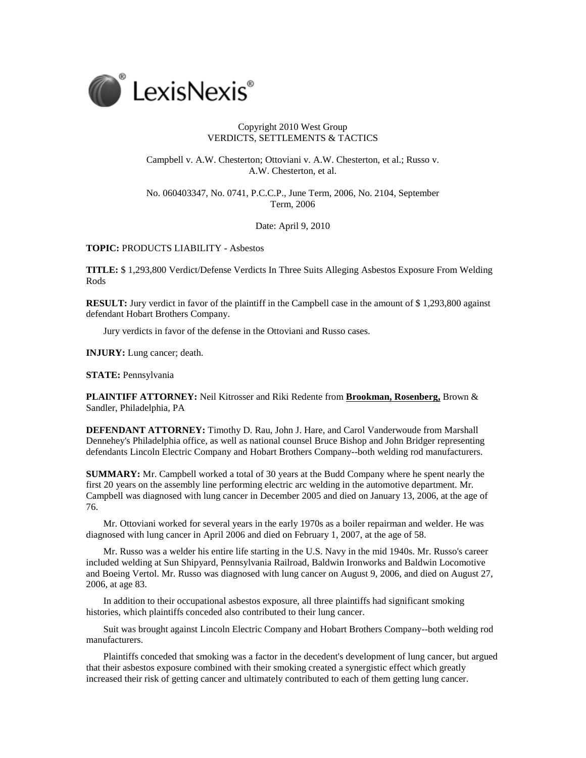LexisNexis®

Copyright 2010 West Group
VERDICTS, SETTLEMENTS & TACTICS

Campbell v. A.W. Chesterton; Ottoviani v. A.W. Chesterton, et al.; Russo v. A.W. Chesterton, et al.

No. 060403347, No. 0741, P.C.C.P., June Term, 2006, No. 2104, September Term, 2006

Date: April 9, 2010

**TOPIC:** PRODUCTS LIABILITY - Asbestos

**TITLE:** $ 1,293,800 Verdict/Defense Verdicts In Three Suits Alleging Asbestos Exposure From Welding Rods

**RESULT:** Jury verdict in favor of the plaintiff in the Campbell case in the amount of $ 1,293,800 against defendant Hobart Brothers Company.

Jury verdicts in favor of the defense in the Ottoviani and Russo cases.

**INJURY:** Lung cancer; death.

**STATE:** Pennsylvania

**PLAINTIFF ATTORNEY:** Neil Kitrosser and Riki Redente from **Brookman, Rosenberg,** Brown & Sandler, Philadelphia, PA

**DEFENDANT ATTORNEY:** Timothy D. Rau, John J. Hare, and Carol Vanderwoude from Marshall Dennehey's Philadelphia office, as well as national counsel Bruce Bishop and John Bridger representing defendants Lincoln Electric Company and Hobart Brothers Company--both welding rod manufacturers.

**SUMMARY:** Mr. Campbell worked a total of 30 years at the Budd Company where he spent nearly the first 20 years on the assembly line performing electric arc welding in the automotive department. Mr. Campbell was diagnosed with lung cancer in December 2005 and died on January 13, 2006, at the age of 76.

Mr. Ottoviani worked for several years in the early 1970s as a boiler repairman and welder. He was diagnosed with lung cancer in April 2006 and died on February 1, 2007, at the age of 58.

Mr. Russo was a welder his entire life starting in the U.S. Navy in the mid 1940s. Mr. Russo's career included welding at Sun Shipyard, Pennsylvania Railroad, Baldwin Ironworks and Baldwin Locomotive and Boeing Vertol. Mr. Russo was diagnosed with lung cancer on August 9, 2006, and died on August 27, 2006, at age 83.

In addition to their occupational asbestos exposure, all three plaintiffs had significant smoking histories, which plaintiffs conceded also contributed to their lung cancer.

Suit was brought against Lincoln Electric Company and Hobart Brothers Company--both welding rod manufacturers.

Plaintiffs conceded that smoking was a factor in the decedent's development of lung cancer, but argued that their asbestos exposure combined with their smoking created a synergistic effect which greatly increased their risk of getting cancer and ultimately contributed to each of them getting lung cancer.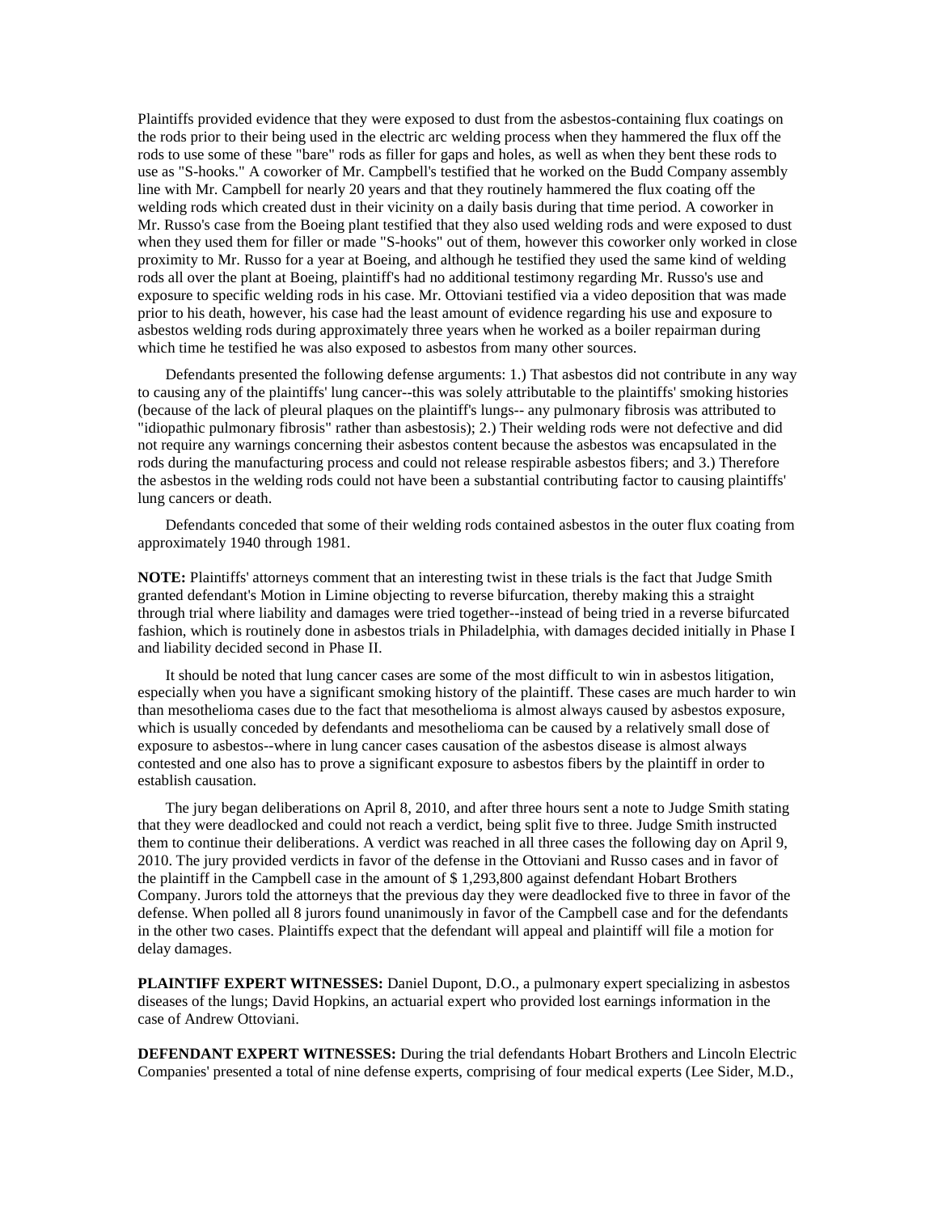Plaintiffs provided evidence that they were exposed to dust from the asbestos-containing flux coatings on the rods prior to their being used in the electric arc welding process when they hammered the flux off the rods to use some of these "bare" rods as filler for gaps and holes, as well as when they bent these rods to use as "S-hooks." A coworker of Mr. Campbell's testified that he worked on the Budd Company assembly line with Mr. Campbell for nearly 20 years and that they routinely hammered the flux coating off the welding rods which created dust in their vicinity on a daily basis during that time period. A coworker in Mr. Russo's case from the Boeing plant testified that they also used welding rods and were exposed to dust when they used them for filler or made "S-hooks" out of them, however this coworker only worked in close proximity to Mr. Russo for a year at Boeing, and although he testified they used the same kind of welding rods all over the plant at Boeing, plaintiff's had no additional testimony regarding Mr. Russo's use and exposure to specific welding rods in his case. Mr. Ottoviani testified via a video deposition that was made prior to his death, however, his case had the least amount of evidence regarding his use and exposure to asbestos welding rods during approximately three years when he worked as a boiler repairman during which time he testified he was also exposed to asbestos from many other sources.

Defendants presented the following defense arguments: 1.) That asbestos did not contribute in any way to causing any of the plaintiffs' lung cancer--this was solely attributable to the plaintiffs' smoking histories (because of the lack of pleural plaques on the plaintiff's lungs-- any pulmonary fibrosis was attributed to "idiopathic pulmonary fibrosis" rather than asbestosis); 2.) Their welding rods were not defective and did not require any warnings concerning their asbestos content because the asbestos was encapsulated in the rods during the manufacturing process and could not release respirable asbestos fibers; and 3.) Therefore the asbestos in the welding rods could not have been a substantial contributing factor to causing plaintiffs' lung cancers or death.

Defendants conceded that some of their welding rods contained asbestos in the outer flux coating from approximately 1940 through 1981.

**NOTE:** Plaintiffs' attorneys comment that an interesting twist in these trials is the fact that Judge Smith granted defendant's Motion in Limine objecting to reverse bifurcation, thereby making this a straight through trial where liability and damages were tried together--instead of being tried in a reverse bifurcated fashion, which is routinely done in asbestos trials in Philadelphia, with damages decided initially in Phase I and liability decided second in Phase II.

It should be noted that lung cancer cases are some of the most difficult to win in asbestos litigation, especially when you have a significant smoking history of the plaintiff. These cases are much harder to win than mesothelioma cases due to the fact that mesothelioma is almost always caused by asbestos exposure, which is usually conceded by defendants and mesothelioma can be caused by a relatively small dose of exposure to asbestos--where in lung cancer cases causation of the asbestos disease is almost always contested and one also has to prove a significant exposure to asbestos fibers by the plaintiff in order to establish causation.

The jury began deliberations on April 8, 2010, and after three hours sent a note to Judge Smith stating that they were deadlocked and could not reach a verdict, being split five to three. Judge Smith instructed them to continue their deliberations. A verdict was reached in all three cases the following day on April 9, 2010. The jury provided verdicts in favor of the defense in the Ottoviani and Russo cases and in favor of the plaintiff in the Campbell case in the amount of $ 1,293,800 against defendant Hobart Brothers Company. Jurors told the attorneys that the previous day they were deadlocked five to three in favor of the defense. When polled all 8 jurors found unanimously in favor of the Campbell case and for the defendants in the other two cases. Plaintiffs expect that the defendant will appeal and plaintiff will file a motion for delay damages.

**PLAINTIFF EXPERT WITNESSES:** Daniel Dupont, D.O., a pulmonary expert specializing in asbestos diseases of the lungs; David Hopkins, an actuarial expert who provided lost earnings information in the case of Andrew Ottoviani.

**DEFENDANT EXPERT WITNESSES:** During the trial defendants Hobart Brothers and Lincoln Electric Companies' presented a total of nine defense experts, comprising of four medical experts (Lee Sider, M.D.,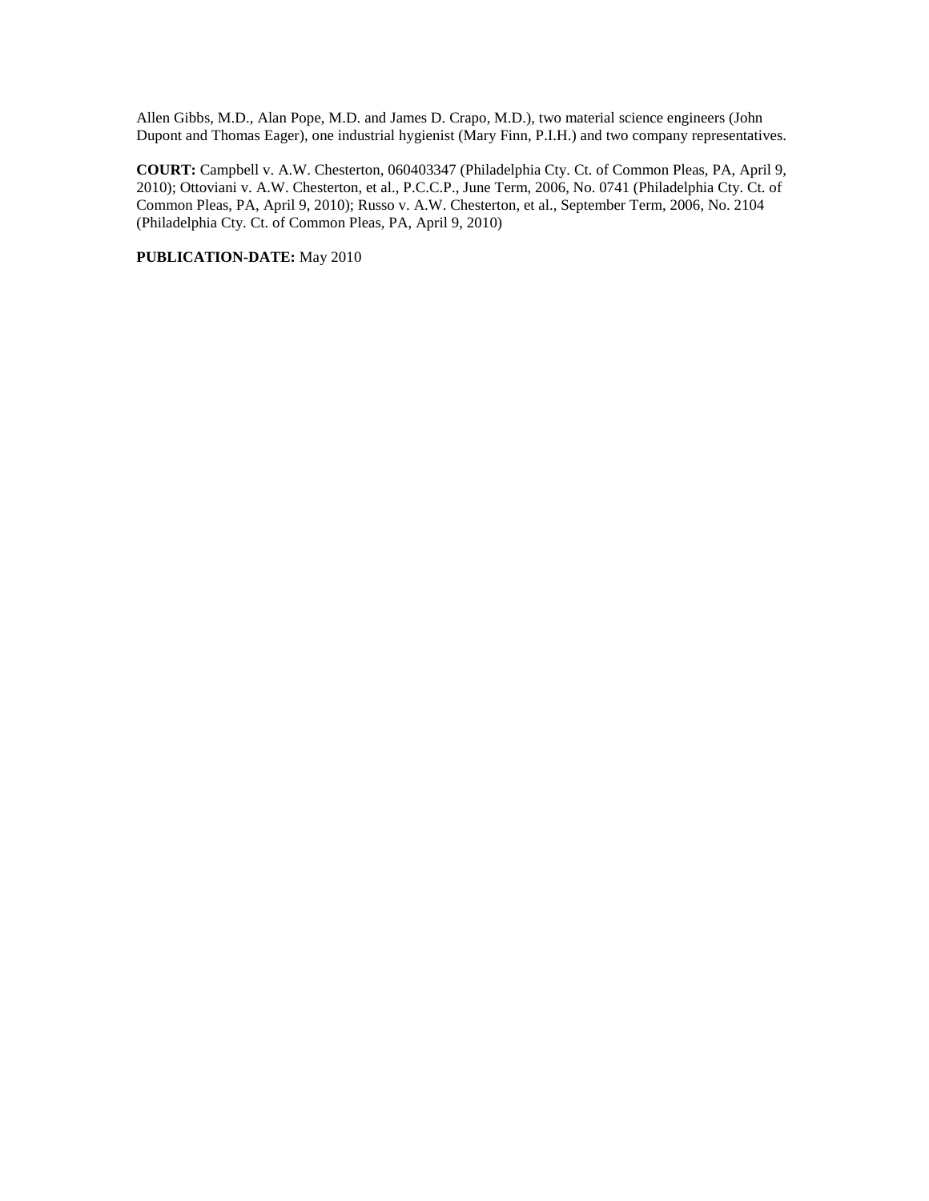Allen Gibbs, M.D., Alan Pope, M.D. and James D. Crapo, M.D.), two material science engineers (John Dupont and Thomas Eager), one industrial hygienist (Mary Finn, P.I.H.) and two company representatives.

**COURT:** Campbell v. A.W. Chesterton, 060403347 (Philadelphia Cty. Ct. of Common Pleas, PA, April 9, 2010); Ottoviani v. A.W. Chesterton, et al., P.C.C.P., June Term, 2006, No. 0741 (Philadelphia Cty. Ct. of Common Pleas, PA, April 9, 2010); Russo v. A.W. Chesterton, et al., September Term, 2006, No. 2104 (Philadelphia Cty. Ct. of Common Pleas, PA, April 9, 2010)

**PUBLICATION-DATE:** May 2010